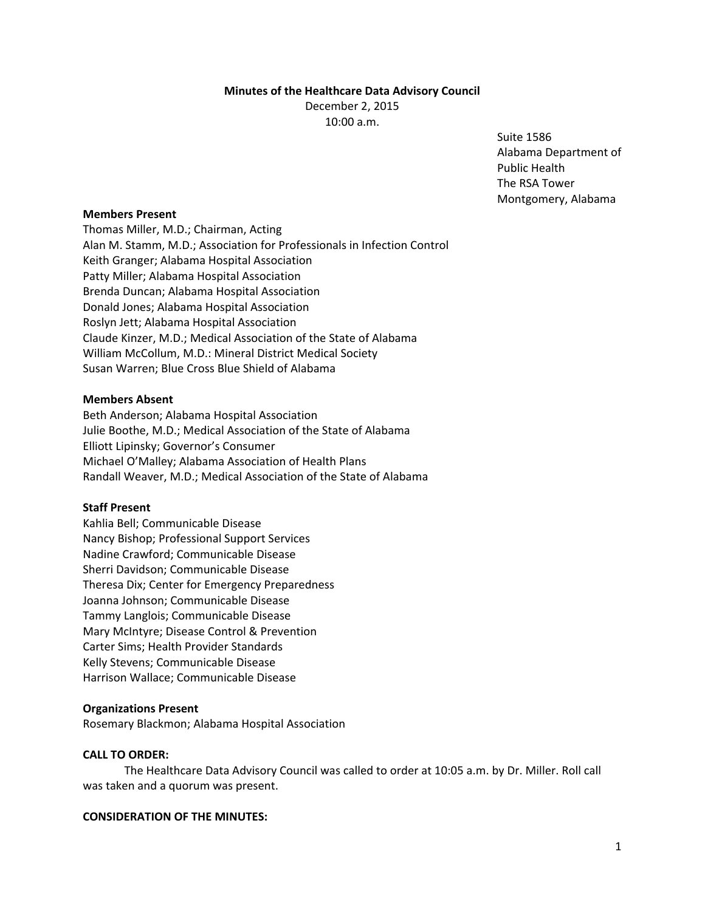**Minutes of the Healthcare Data Advisory Council**

December 2, 2015

10:00 a.m.

Suite 1586
Alabama Department of Public Health
The RSA Tower
Montgomery, Alabama

**Members Present**

Thomas Miller, M.D.; Chairman, Acting
Alan M. Stamm, M.D.; Association for Professionals in Infection Control
Keith Granger; Alabama Hospital Association
Patty Miller; Alabama Hospital Association
Brenda Duncan; Alabama Hospital Association
Donald Jones; Alabama Hospital Association
Roslyn Jett; Alabama Hospital Association
Claude Kinzer, M.D.; Medical Association of the State of Alabama
William McCollum, M.D.: Mineral District Medical Society
Susan Warren; Blue Cross Blue Shield of Alabama

**Members Absent**

Beth Anderson; Alabama Hospital Association
Julie Boothe, M.D.; Medical Association of the State of Alabama
Elliott Lipinsky; Governor's Consumer
Michael O'Malley; Alabama Association of Health Plans
Randall Weaver, M.D.; Medical Association of the State of Alabama

**Staff Present**

Kahlia Bell; Communicable Disease
Nancy Bishop; Professional Support Services
Nadine Crawford; Communicable Disease
Sherri Davidson; Communicable Disease
Theresa Dix; Center for Emergency Preparedness
Joanna Johnson; Communicable Disease
Tammy Langlois; Communicable Disease
Mary McIntyre; Disease Control & Prevention
Carter Sims; Health Provider Standards
Kelly Stevens; Communicable Disease
Harrison Wallace; Communicable Disease

**Organizations Present**

Rosemary Blackmon; Alabama Hospital Association

**CALL TO ORDER:**

The Healthcare Data Advisory Council was called to order at 10:05 a.m. by Dr. Miller. Roll call was taken and a quorum was present.

**CONSIDERATION OF THE MINUTES:**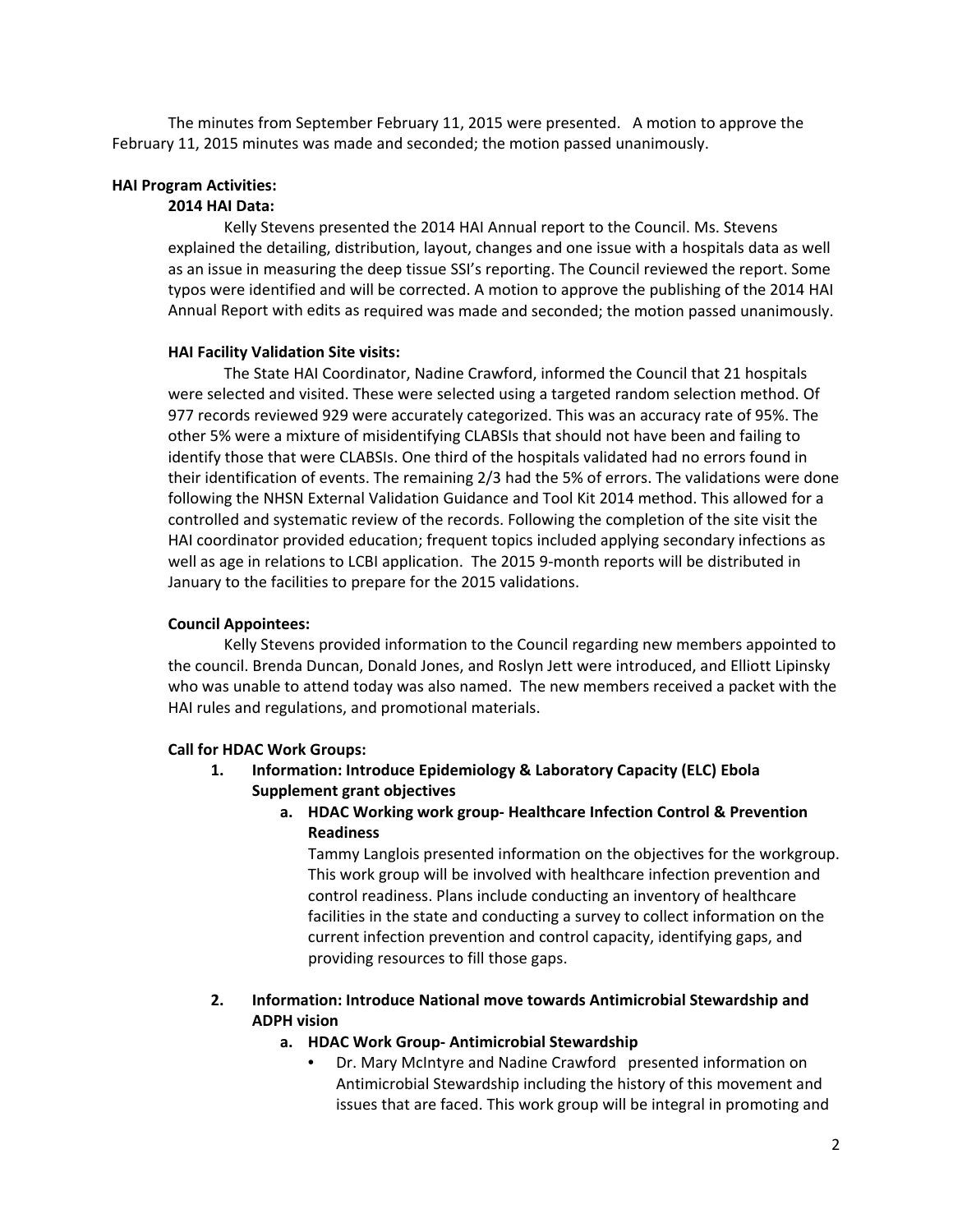The minutes from September February 11, 2015 were presented. A motion to approve the February 11, 2015 minutes was made and seconded; the motion passed unanimously.

**HAI Program Activities:**

**2014 HAI Data:**

Kelly Stevens presented the 2014 HAI Annual report to the Council. Ms. Stevens explained the detailing, distribution, layout, changes and one issue with a hospitals data as well as an issue in measuring the deep tissue SSI's reporting. The Council reviewed the report. Some typos were identified and will be corrected. A motion to approve the publishing of the 2014 HAI Annual Report with edits as required was made and seconded; the motion passed unanimously.

**HAI Facility Validation Site visits:**

The State HAI Coordinator, Nadine Crawford, informed the Council that 21 hospitals were selected and visited. These were selected using a targeted random selection method. Of 977 records reviewed 929 were accurately categorized. This was an accuracy rate of 95%. The other 5% were a mixture of misidentifying CLABSIs that should not have been and failing to identify those that were CLABSIs. One third of the hospitals validated had no errors found in their identification of events. The remaining 2/3 had the 5% of errors. The validations were done following the NHSN External Validation Guidance and Tool Kit 2014 method. This allowed for a controlled and systematic review of the records. Following the completion of the site visit the HAI coordinator provided education; frequent topics included applying secondary infections as well as age in relations to LCBI application. The 2015 9-month reports will be distributed in January to the facilities to prepare for the 2015 validations.

**Council Appointees:**

Kelly Stevens provided information to the Council regarding new members appointed to the council. Brenda Duncan, Donald Jones, and Roslyn Jett were introduced, and Elliott Lipinsky who was unable to attend today was also named. The new members received a packet with the HAI rules and regulations, and promotional materials.

**Call for HDAC Work Groups:**

1. **Information: Introduce Epidemiology & Laboratory Capacity (ELC) Ebola Supplement grant objectives**
   a. **HDAC Working work group- Healthcare Infection Control & Prevention Readiness**
   
      Tammy Langlois presented information on the objectives for the workgroup. This work group will be involved with healthcare infection prevention and control readiness. Plans include conducting an inventory of healthcare facilities in the state and conducting a survey to collect information on the current infection prevention and control capacity, identifying gaps, and providing resources to fill those gaps.

2. **Information: Introduce National move towards Antimicrobial Stewardship and ADPH vision**
   a. **HDAC Work Group- Antimicrobial Stewardship**
      - Dr. Mary McIntyre and Nadine Crawford presented information on Antimicrobial Stewardship including the history of this movement and issues that are faced. This work group will be integral in promoting and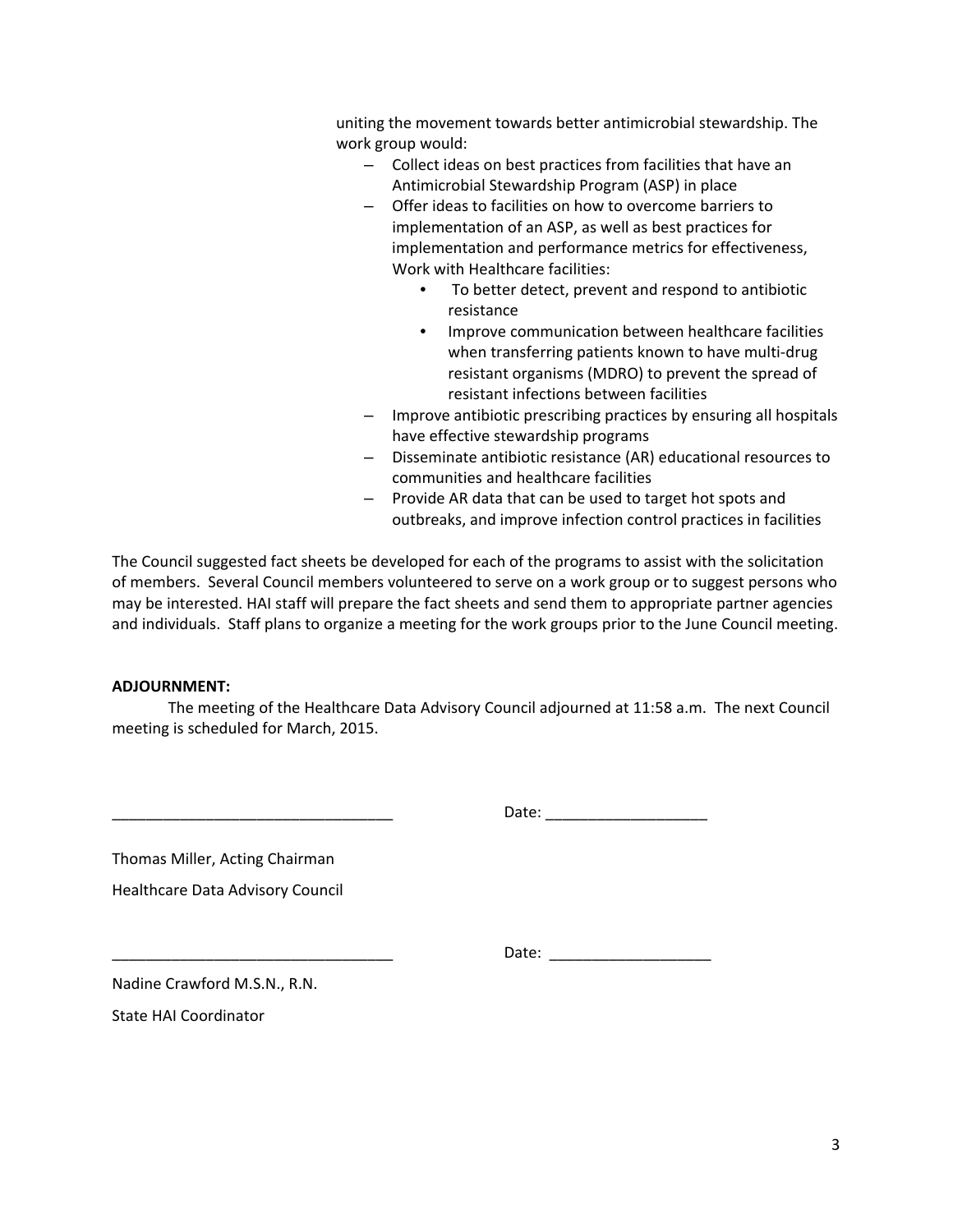uniting the movement towards better antimicrobial stewardship. The work group would:

- Collect ideas on best practices from facilities that have an Antimicrobial Stewardship Program (ASP) in place
- Offer ideas to facilities on how to overcome barriers to implementation of an ASP, as well as best practices for implementation and performance metrics for effectiveness, Work with Healthcare facilities:
  - To better detect, prevent and respond to antibiotic resistance
  - Improve communication between healthcare facilities when transferring patients known to have multi-drug resistant organisms (MDRO) to prevent the spread of resistant infections between facilities
- Improve antibiotic prescribing practices by ensuring all hospitals have effective stewardship programs
- Disseminate antibiotic resistance (AR) educational resources to communities and healthcare facilities
- Provide AR data that can be used to target hot spots and outbreaks, and improve infection control practices in facilities

The Council suggested fact sheets be developed for each of the programs to assist with the solicitation of members. Several Council members volunteered to serve on a work group or to suggest persons who may be interested. HAI staff will prepare the fact sheets and send them to appropriate partner agencies and individuals. Staff plans to organize a meeting for the work groups prior to the June Council meeting.

**ADJOURNMENT:**

The meeting of the Healthcare Data Advisory Council adjourned at 11:58 a.m. The next Council meeting is scheduled for March, 2015.

_________________________________ Date: ___________________

Thomas Miller, Acting Chairman

Healthcare Data Advisory Council

_________________________________ Date: ___________________

Nadine Crawford M.S.N., R.N.

State HAI Coordinator